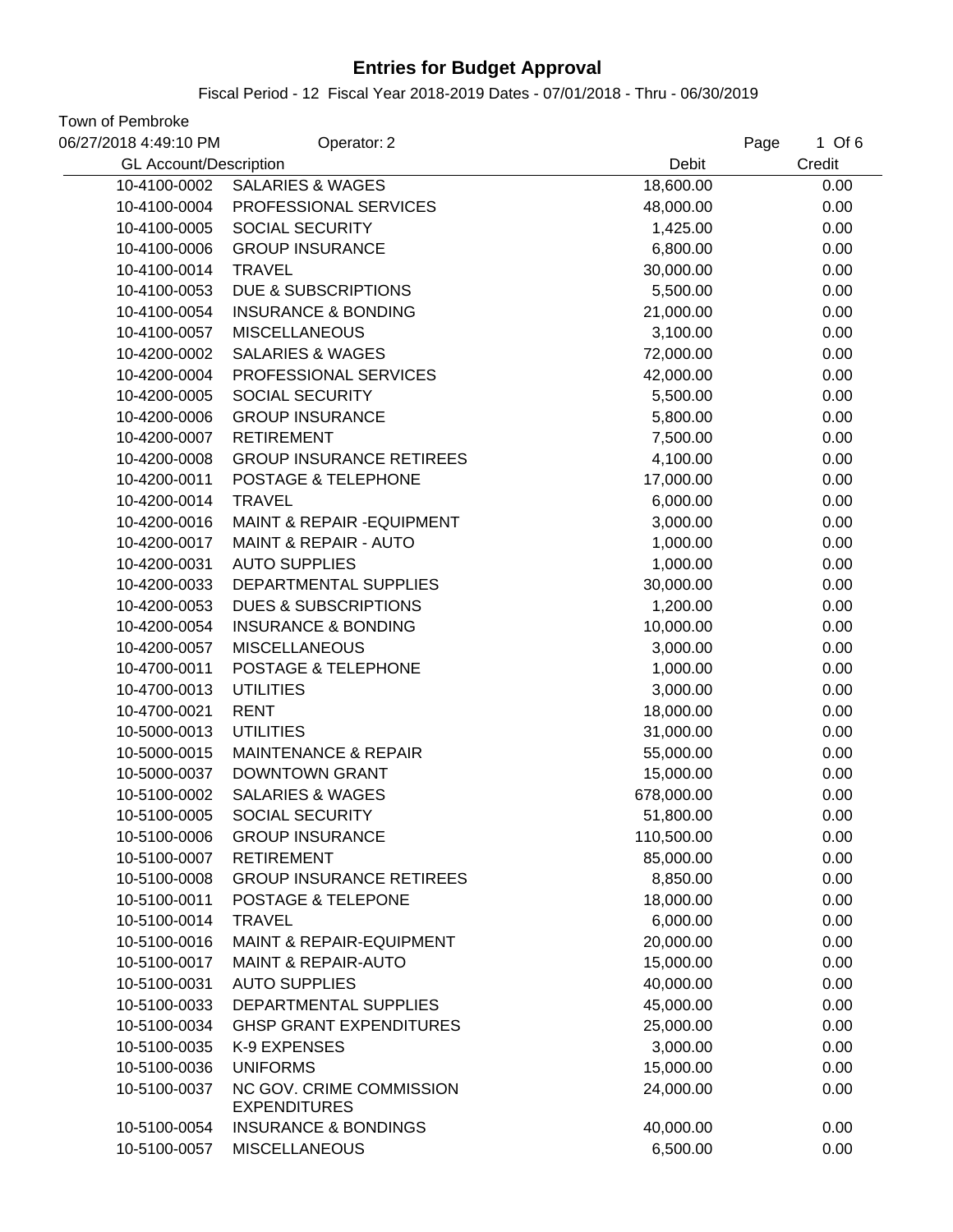# Entries for Budget Approval

Fiscal Period - 12 Fiscal Year 2018-2019 Dates - 07/01/2018 - Thru - 06/30/2019

Town of Pembroke

06/27/2018 4:49:10 PM Operator: 2

| GL Account/Description | | Debit | Credit |
|---|---|---|---|
| 10-4100-0002 | SALARIES & WAGES | 18,600.00 | 0.00 |
| 10-4100-0004 | PROFESSIONAL SERVICES | 48,000.00 | 0.00 |
| 10-4100-0005 | SOCIAL SECURITY | 1,425.00 | 0.00 |
| 10-4100-0006 | GROUP INSURANCE | 6,800.00 | 0.00 |
| 10-4100-0014 | TRAVEL | 30,000.00 | 0.00 |
| 10-4100-0053 | DUE & SUBSCRIPTIONS | 5,500.00 | 0.00 |
| 10-4100-0054 | INSURANCE & BONDING | 21,000.00 | 0.00 |
| 10-4100-0057 | MISCELLANEOUS | 3,100.00 | 0.00 |
| 10-4200-0002 | SALARIES & WAGES | 72,000.00 | 0.00 |
| 10-4200-0004 | PROFESSIONAL SERVICES | 42,000.00 | 0.00 |
| 10-4200-0005 | SOCIAL SECURITY | 5,500.00 | 0.00 |
| 10-4200-0006 | GROUP INSURANCE | 5,800.00 | 0.00 |
| 10-4200-0007 | RETIREMENT | 7,500.00 | 0.00 |
| 10-4200-0008 | GROUP INSURANCE RETIREES | 4,100.00 | 0.00 |
| 10-4200-0011 | POSTAGE & TELEPHONE | 17,000.00 | 0.00 |
| 10-4200-0014 | TRAVEL | 6,000.00 | 0.00 |
| 10-4200-0016 | MAINT & REPAIR -EQUIPMENT | 3,000.00 | 0.00 |
| 10-4200-0017 | MAINT & REPAIR - AUTO | 1,000.00 | 0.00 |
| 10-4200-0031 | AUTO SUPPLIES | 1,000.00 | 0.00 |
| 10-4200-0033 | DEPARTMENTAL SUPPLIES | 30,000.00 | 0.00 |
| 10-4200-0053 | DUES & SUBSCRIPTIONS | 1,200.00 | 0.00 |
| 10-4200-0054 | INSURANCE & BONDING | 10,000.00 | 0.00 |
| 10-4200-0057 | MISCELLANEOUS | 3,000.00 | 0.00 |
| 10-4700-0011 | POSTAGE & TELEPHONE | 1,000.00 | 0.00 |
| 10-4700-0013 | UTILITIES | 3,000.00 | 0.00 |
| 10-4700-0021 | RENT | 18,000.00 | 0.00 |
| 10-5000-0013 | UTILITIES | 31,000.00 | 0.00 |
| 10-5000-0015 | MAINTENANCE & REPAIR | 55,000.00 | 0.00 |
| 10-5000-0037 | DOWNTOWN GRANT | 15,000.00 | 0.00 |
| 10-5100-0002 | SALARIES & WAGES | 678,000.00 | 0.00 |
| 10-5100-0005 | SOCIAL SECURITY | 51,800.00 | 0.00 |
| 10-5100-0006 | GROUP INSURANCE | 110,500.00 | 0.00 |
| 10-5100-0007 | RETIREMENT | 85,000.00 | 0.00 |
| 10-5100-0008 | GROUP INSURANCE RETIREES | 8,850.00 | 0.00 |
| 10-5100-0011 | POSTAGE & TELEPONE | 18,000.00 | 0.00 |
| 10-5100-0014 | TRAVEL | 6,000.00 | 0.00 |
| 10-5100-0016 | MAINT & REPAIR-EQUIPMENT | 20,000.00 | 0.00 |
| 10-5100-0017 | MAINT & REPAIR-AUTO | 15,000.00 | 0.00 |
| 10-5100-0031 | AUTO SUPPLIES | 40,000.00 | 0.00 |
| 10-5100-0033 | DEPARTMENTAL SUPPLIES | 45,000.00 | 0.00 |
| 10-5100-0034 | GHSP GRANT EXPENDITURES | 25,000.00 | 0.00 |
| 10-5100-0035 | K-9 EXPENSES | 3,000.00 | 0.00 |
| 10-5100-0036 | UNIFORMS | 15,000.00 | 0.00 |
| 10-5100-0037 | NC GOV. CRIME COMMISSION EXPENDITURES | 24,000.00 | 0.00 |
| 10-5100-0054 | INSURANCE & BONDINGS | 40,000.00 | 0.00 |
| 10-5100-0057 | MISCELLANEOUS | 6,500.00 | 0.00 |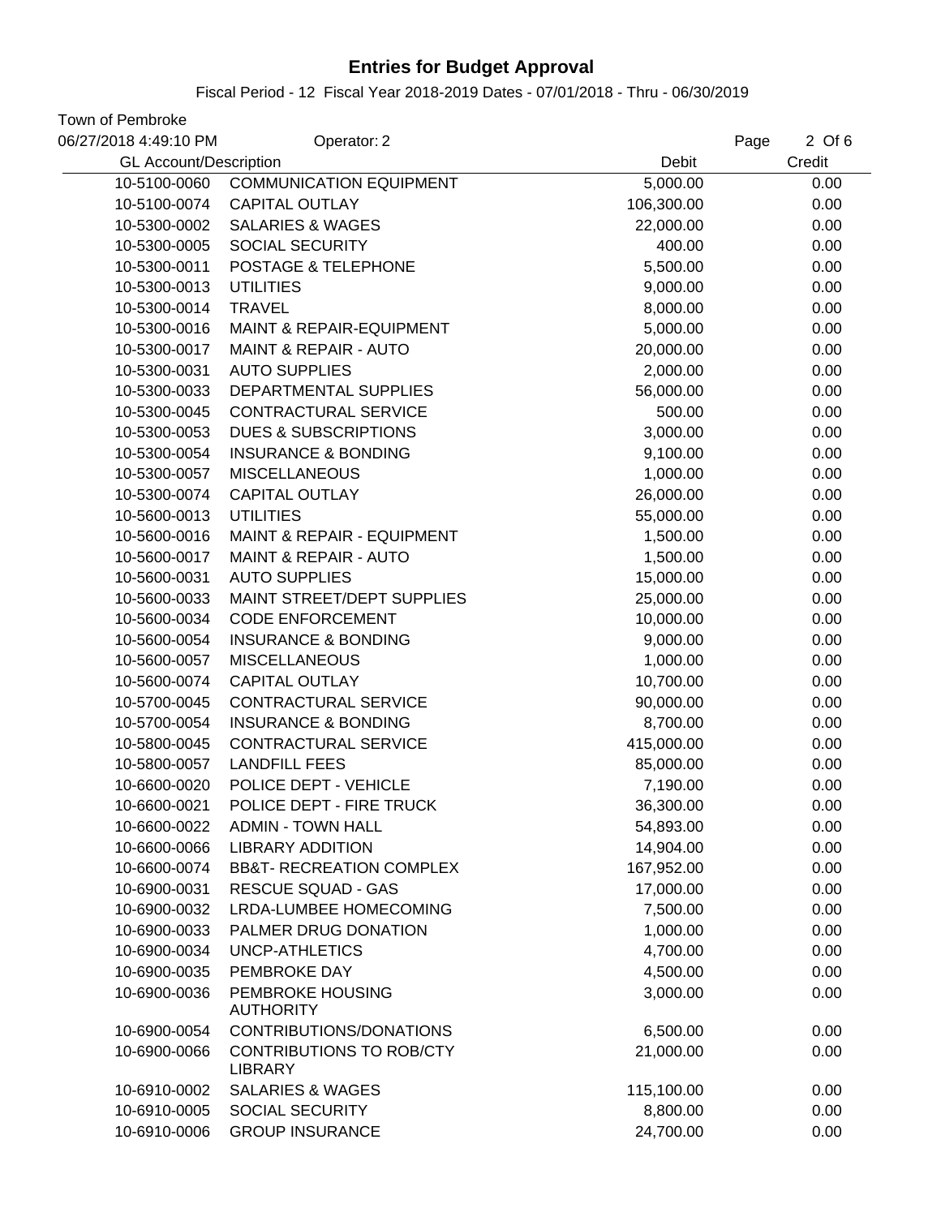# Entries for Budget Approval

Fiscal Period - 12 Fiscal Year 2018-2019 Dates - 07/01/2018 - Thru - 06/30/2019

Town of Pembroke

06/27/2018 4:49:10 PM Operator: 2

| GL Account/Description | | Debit | Credit |
|---|---|---|---|
| 10-5100-0060 | COMMUNICATION EQUIPMENT | 5,000.00 | 0.00 |
| 10-5100-0074 | CAPITAL OUTLAY | 106,300.00 | 0.00 |
| 10-5300-0002 | SALARIES & WAGES | 22,000.00 | 0.00 |
| 10-5300-0005 | SOCIAL SECURITY | 400.00 | 0.00 |
| 10-5300-0011 | POSTAGE & TELEPHONE | 5,500.00 | 0.00 |
| 10-5300-0013 | UTILITIES | 9,000.00 | 0.00 |
| 10-5300-0014 | TRAVEL | 8,000.00 | 0.00 |
| 10-5300-0016 | MAINT & REPAIR-EQUIPMENT | 5,000.00 | 0.00 |
| 10-5300-0017 | MAINT & REPAIR - AUTO | 20,000.00 | 0.00 |
| 10-5300-0031 | AUTO SUPPLIES | 2,000.00 | 0.00 |
| 10-5300-0033 | DEPARTMENTAL SUPPLIES | 56,000.00 | 0.00 |
| 10-5300-0045 | CONTRACTURAL SERVICE | 500.00 | 0.00 |
| 10-5300-0053 | DUES & SUBSCRIPTIONS | 3,000.00 | 0.00 |
| 10-5300-0054 | INSURANCE & BONDING | 9,100.00 | 0.00 |
| 10-5300-0057 | MISCELLANEOUS | 1,000.00 | 0.00 |
| 10-5300-0074 | CAPITAL OUTLAY | 26,000.00 | 0.00 |
| 10-5600-0013 | UTILITIES | 55,000.00 | 0.00 |
| 10-5600-0016 | MAINT & REPAIR - EQUIPMENT | 1,500.00 | 0.00 |
| 10-5600-0017 | MAINT & REPAIR - AUTO | 1,500.00 | 0.00 |
| 10-5600-0031 | AUTO SUPPLIES | 15,000.00 | 0.00 |
| 10-5600-0033 | MAINT STREET/DEPT SUPPLIES | 25,000.00 | 0.00 |
| 10-5600-0034 | CODE ENFORCEMENT | 10,000.00 | 0.00 |
| 10-5600-0054 | INSURANCE & BONDING | 9,000.00 | 0.00 |
| 10-5600-0057 | MISCELLANEOUS | 1,000.00 | 0.00 |
| 10-5600-0074 | CAPITAL OUTLAY | 10,700.00 | 0.00 |
| 10-5700-0045 | CONTRACTURAL SERVICE | 90,000.00 | 0.00 |
| 10-5700-0054 | INSURANCE & BONDING | 8,700.00 | 0.00 |
| 10-5800-0045 | CONTRACTURAL SERVICE | 415,000.00 | 0.00 |
| 10-5800-0057 | LANDFILL FEES | 85,000.00 | 0.00 |
| 10-6600-0020 | POLICE DEPT - VEHICLE | 7,190.00 | 0.00 |
| 10-6600-0021 | POLICE DEPT - FIRE TRUCK | 36,300.00 | 0.00 |
| 10-6600-0022 | ADMIN - TOWN HALL | 54,893.00 | 0.00 |
| 10-6600-0066 | LIBRARY ADDITION | 14,904.00 | 0.00 |
| 10-6600-0074 | BB&T- RECREATION COMPLEX | 167,952.00 | 0.00 |
| 10-6900-0031 | RESCUE SQUAD - GAS | 17,000.00 | 0.00 |
| 10-6900-0032 | LRDA-LUMBEE HOMECOMING | 7,500.00 | 0.00 |
| 10-6900-0033 | PALMER DRUG DONATION | 1,000.00 | 0.00 |
| 10-6900-0034 | UNCP-ATHLETICS | 4,700.00 | 0.00 |
| 10-6900-0035 | PEMBROKE DAY | 4,500.00 | 0.00 |
| 10-6900-0036 | PEMBROKE HOUSING AUTHORITY | 3,000.00 | 0.00 |
| 10-6900-0054 | CONTRIBUTIONS/DONATIONS | 6,500.00 | 0.00 |
| 10-6900-0066 | CONTRIBUTIONS TO ROB/CTY LIBRARY | 21,000.00 | 0.00 |
| 10-6910-0002 | SALARIES & WAGES | 115,100.00 | 0.00 |
| 10-6910-0005 | SOCIAL SECURITY | 8,800.00 | 0.00 |
| 10-6910-0006 | GROUP INSURANCE | 24,700.00 | 0.00 |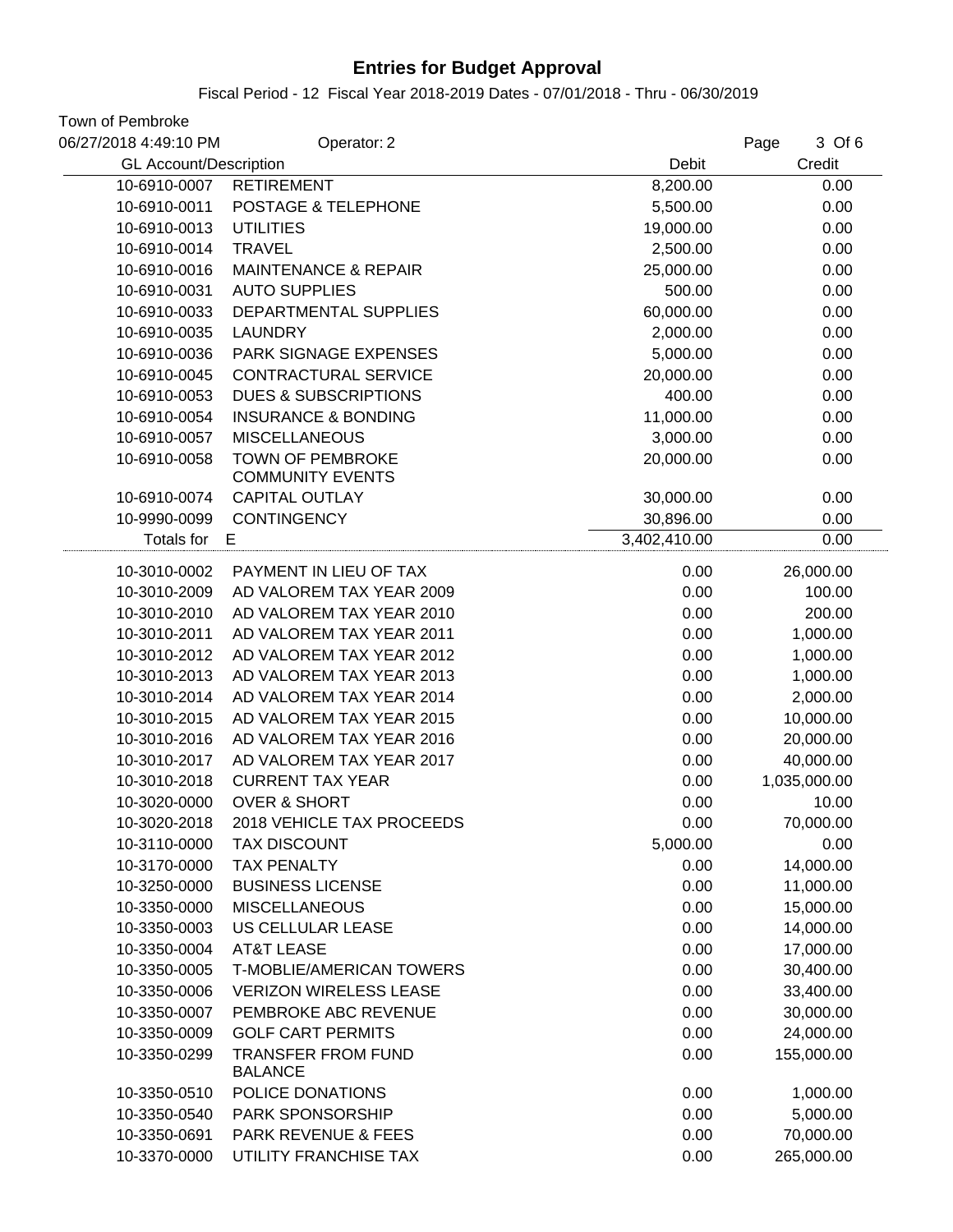# Entries for Budget Approval

Fiscal Period - 12 Fiscal Year 2018-2019 Dates - 07/01/2018 - Thru - 06/30/2019

Town of Pembroke

06/27/2018 4:49:10 PM Operator: 2

| GL Account/Description | | Debit | Credit |
|---|---|---|---|
| 10-6910-0007 | RETIREMENT | 8,200.00 | 0.00 |
| 10-6910-0011 | POSTAGE & TELEPHONE | 5,500.00 | 0.00 |
| 10-6910-0013 | UTILITIES | 19,000.00 | 0.00 |
| 10-6910-0014 | TRAVEL | 2,500.00 | 0.00 |
| 10-6910-0016 | MAINTENANCE & REPAIR | 25,000.00 | 0.00 |
| 10-6910-0031 | AUTO SUPPLIES | 500.00 | 0.00 |
| 10-6910-0033 | DEPARTMENTAL SUPPLIES | 60,000.00 | 0.00 |
| 10-6910-0035 | LAUNDRY | 2,000.00 | 0.00 |
| 10-6910-0036 | PARK SIGNAGE EXPENSES | 5,000.00 | 0.00 |
| 10-6910-0045 | CONTRACTURAL SERVICE | 20,000.00 | 0.00 |
| 10-6910-0053 | DUES & SUBSCRIPTIONS | 400.00 | 0.00 |
| 10-6910-0054 | INSURANCE & BONDING | 11,000.00 | 0.00 |
| 10-6910-0057 | MISCELLANEOUS | 3,000.00 | 0.00 |
| 10-6910-0058 | TOWN OF PEMBROKE COMMUNITY EVENTS | 20,000.00 | 0.00 |
| 10-6910-0074 | CAPITAL OUTLAY | 30,000.00 | 0.00 |
| 10-9990-0099 | CONTINGENCY | 30,896.00 | 0.00 |
| Totals for | E | 3,402,410.00 | 0.00 |
| 10-3010-0002 | PAYMENT IN LIEU OF TAX | 0.00 | 26,000.00 |
| 10-3010-2009 | AD VALOREM TAX YEAR 2009 | 0.00 | 100.00 |
| 10-3010-2010 | AD VALOREM TAX YEAR 2010 | 0.00 | 200.00 |
| 10-3010-2011 | AD VALOREM TAX YEAR 2011 | 0.00 | 1,000.00 |
| 10-3010-2012 | AD VALOREM TAX YEAR 2012 | 0.00 | 1,000.00 |
| 10-3010-2013 | AD VALOREM TAX YEAR 2013 | 0.00 | 1,000.00 |
| 10-3010-2014 | AD VALOREM TAX YEAR 2014 | 0.00 | 2,000.00 |
| 10-3010-2015 | AD VALOREM TAX YEAR 2015 | 0.00 | 10,000.00 |
| 10-3010-2016 | AD VALOREM TAX YEAR 2016 | 0.00 | 20,000.00 |
| 10-3010-2017 | AD VALOREM TAX YEAR 2017 | 0.00 | 40,000.00 |
| 10-3010-2018 | CURRENT TAX YEAR | 0.00 | 1,035,000.00 |
| 10-3020-0000 | OVER & SHORT | 0.00 | 10.00 |
| 10-3020-2018 | 2018 VEHICLE TAX PROCEEDS | 0.00 | 70,000.00 |
| 10-3110-0000 | TAX DISCOUNT | 5,000.00 | 0.00 |
| 10-3170-0000 | TAX PENALTY | 0.00 | 14,000.00 |
| 10-3250-0000 | BUSINESS LICENSE | 0.00 | 11,000.00 |
| 10-3350-0000 | MISCELLANEOUS | 0.00 | 15,000.00 |
| 10-3350-0003 | US CELLULAR LEASE | 0.00 | 14,000.00 |
| 10-3350-0004 | AT&T LEASE | 0.00 | 17,000.00 |
| 10-3350-0005 | T-MOBLIE/AMERICAN TOWERS | 0.00 | 30,400.00 |
| 10-3350-0006 | VERIZON WIRELESS LEASE | 0.00 | 33,400.00 |
| 10-3350-0007 | PEMBROKE ABC REVENUE | 0.00 | 30,000.00 |
| 10-3350-0009 | GOLF CART PERMITS | 0.00 | 24,000.00 |
| 10-3350-0299 | TRANSFER FROM FUND BALANCE | 0.00 | 155,000.00 |
| 10-3350-0510 | POLICE DONATIONS | 0.00 | 1,000.00 |
| 10-3350-0540 | PARK SPONSORSHIP | 0.00 | 5,000.00 |
| 10-3350-0691 | PARK REVENUE & FEES | 0.00 | 70,000.00 |
| 10-3370-0000 | UTILITY FRANCHISE TAX | 0.00 | 265,000.00 |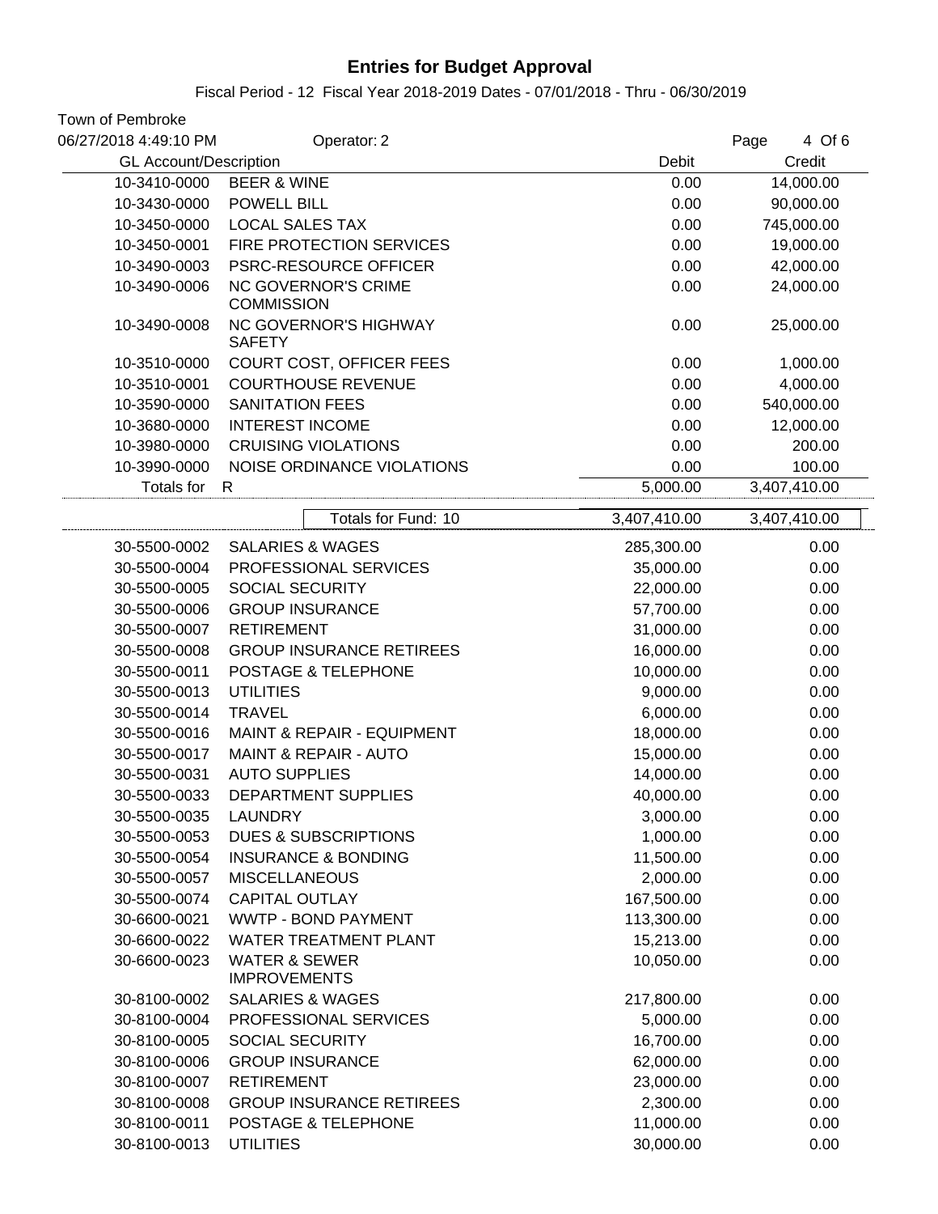# Entries for Budget Approval

Fiscal Period - 12 Fiscal Year 2018-2019 Dates - 07/01/2018 - Thru - 06/30/2019

Town of Pembroke

06/27/2018 4:49:10 PM Operator: 2

| GL Account/Description | | Debit | Credit |
|---|---|---|---|
| 10-3410-0000 | BEER & WINE | 0.00 | 14,000.00 |
| 10-3430-0000 | POWELL BILL | 0.00 | 90,000.00 |
| 10-3450-0000 | LOCAL SALES TAX | 0.00 | 745,000.00 |
| 10-3450-0001 | FIRE PROTECTION SERVICES | 0.00 | 19,000.00 |
| 10-3490-0003 | PSRC-RESOURCE OFFICER | 0.00 | 42,000.00 |
| 10-3490-0006 | NC GOVERNOR'S CRIME COMMISSION | 0.00 | 24,000.00 |
| 10-3490-0008 | NC GOVERNOR'S HIGHWAY SAFETY | 0.00 | 25,000.00 |
| 10-3510-0000 | COURT COST, OFFICER FEES | 0.00 | 1,000.00 |
| 10-3510-0001 | COURTHOUSE REVENUE | 0.00 | 4,000.00 |
| 10-3590-0000 | SANITATION FEES | 0.00 | 540,000.00 |
| 10-3680-0000 | INTEREST INCOME | 0.00 | 12,000.00 |
| 10-3980-0000 | CRUISING VIOLATIONS | 0.00 | 200.00 |
| 10-3990-0000 | NOISE ORDINANCE VIOLATIONS | 0.00 | 100.00 |
| Totals for | R | 5,000.00 | 3,407,410.00 |
| | Totals for Fund: 10 | 3,407,410.00 | 3,407,410.00 |
| 30-5500-0002 | SALARIES & WAGES | 285,300.00 | 0.00 |
| 30-5500-0004 | PROFESSIONAL SERVICES | 35,000.00 | 0.00 |
| 30-5500-0005 | SOCIAL SECURITY | 22,000.00 | 0.00 |
| 30-5500-0006 | GROUP INSURANCE | 57,700.00 | 0.00 |
| 30-5500-0007 | RETIREMENT | 31,000.00 | 0.00 |
| 30-5500-0008 | GROUP INSURANCE RETIREES | 16,000.00 | 0.00 |
| 30-5500-0011 | POSTAGE & TELEPHONE | 10,000.00 | 0.00 |
| 30-5500-0013 | UTILITIES | 9,000.00 | 0.00 |
| 30-5500-0014 | TRAVEL | 6,000.00 | 0.00 |
| 30-5500-0016 | MAINT & REPAIR - EQUIPMENT | 18,000.00 | 0.00 |
| 30-5500-0017 | MAINT & REPAIR - AUTO | 15,000.00 | 0.00 |
| 30-5500-0031 | AUTO SUPPLIES | 14,000.00 | 0.00 |
| 30-5500-0033 | DEPARTMENT SUPPLIES | 40,000.00 | 0.00 |
| 30-5500-0035 | LAUNDRY | 3,000.00 | 0.00 |
| 30-5500-0053 | DUES & SUBSCRIPTIONS | 1,000.00 | 0.00 |
| 30-5500-0054 | INSURANCE & BONDING | 11,500.00 | 0.00 |
| 30-5500-0057 | MISCELLANEOUS | 2,000.00 | 0.00 |
| 30-5500-0074 | CAPITAL OUTLAY | 167,500.00 | 0.00 |
| 30-6600-0021 | WWTP - BOND PAYMENT | 113,300.00 | 0.00 |
| 30-6600-0022 | WATER TREATMENT PLANT | 15,213.00 | 0.00 |
| 30-6600-0023 | WATER & SEWER IMPROVEMENTS | 10,050.00 | 0.00 |
| 30-8100-0002 | SALARIES & WAGES | 217,800.00 | 0.00 |
| 30-8100-0004 | PROFESSIONAL SERVICES | 5,000.00 | 0.00 |
| 30-8100-0005 | SOCIAL SECURITY | 16,700.00 | 0.00 |
| 30-8100-0006 | GROUP INSURANCE | 62,000.00 | 0.00 |
| 30-8100-0007 | RETIREMENT | 23,000.00 | 0.00 |
| 30-8100-0008 | GROUP INSURANCE RETIREES | 2,300.00 | 0.00 |
| 30-8100-0011 | POSTAGE & TELEPHONE | 11,000.00 | 0.00 |
| 30-8100-0013 | UTILITIES | 30,000.00 | 0.00 |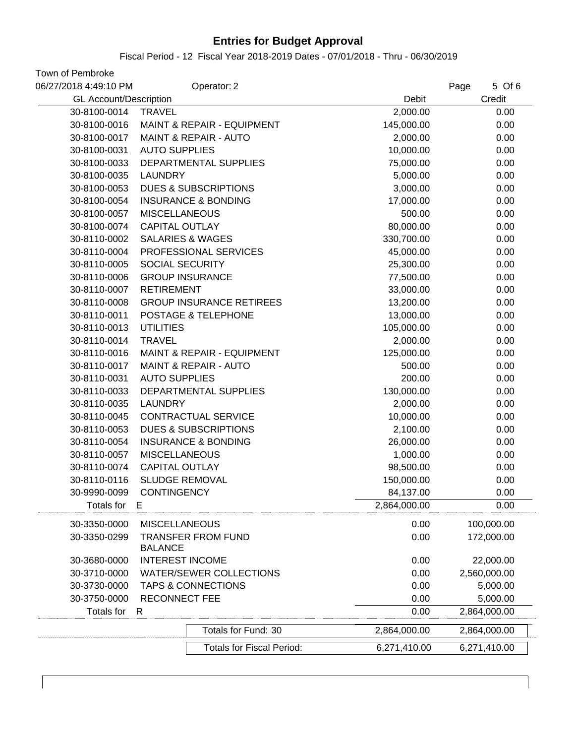# Entries for Budget Approval

Fiscal Period - 12 Fiscal Year 2018-2019 Dates - 07/01/2018 - Thru - 06/30/2019

Town of Pembroke

06/27/2018 4:49:10 PM Operator: 2

| GL Account/Description | | Debit | Credit |
|---|---|---|---|
| 30-8100-0014 | TRAVEL | 2,000.00 | 0.00 |
| 30-8100-0016 | MAINT & REPAIR - EQUIPMENT | 145,000.00 | 0.00 |
| 30-8100-0017 | MAINT & REPAIR - AUTO | 2,000.00 | 0.00 |
| 30-8100-0031 | AUTO SUPPLIES | 10,000.00 | 0.00 |
| 30-8100-0033 | DEPARTMENTAL SUPPLIES | 75,000.00 | 0.00 |
| 30-8100-0035 | LAUNDRY | 5,000.00 | 0.00 |
| 30-8100-0053 | DUES & SUBSCRIPTIONS | 3,000.00 | 0.00 |
| 30-8100-0054 | INSURANCE & BONDING | 17,000.00 | 0.00 |
| 30-8100-0057 | MISCELLANEOUS | 500.00 | 0.00 |
| 30-8100-0074 | CAPITAL OUTLAY | 80,000.00 | 0.00 |
| 30-8110-0002 | SALARIES & WAGES | 330,700.00 | 0.00 |
| 30-8110-0004 | PROFESSIONAL SERVICES | 45,000.00 | 0.00 |
| 30-8110-0005 | SOCIAL SECURITY | 25,300.00 | 0.00 |
| 30-8110-0006 | GROUP INSURANCE | 77,500.00 | 0.00 |
| 30-8110-0007 | RETIREMENT | 33,000.00 | 0.00 |
| 30-8110-0008 | GROUP INSURANCE RETIREES | 13,200.00 | 0.00 |
| 30-8110-0011 | POSTAGE & TELEPHONE | 13,000.00 | 0.00 |
| 30-8110-0013 | UTILITIES | 105,000.00 | 0.00 |
| 30-8110-0014 | TRAVEL | 2,000.00 | 0.00 |
| 30-8110-0016 | MAINT & REPAIR - EQUIPMENT | 125,000.00 | 0.00 |
| 30-8110-0017 | MAINT & REPAIR - AUTO | 500.00 | 0.00 |
| 30-8110-0031 | AUTO SUPPLIES | 200.00 | 0.00 |
| 30-8110-0033 | DEPARTMENTAL SUPPLIES | 130,000.00 | 0.00 |
| 30-8110-0035 | LAUNDRY | 2,000.00 | 0.00 |
| 30-8110-0045 | CONTRACTUAL SERVICE | 10,000.00 | 0.00 |
| 30-8110-0053 | DUES & SUBSCRIPTIONS | 2,100.00 | 0.00 |
| 30-8110-0054 | INSURANCE & BONDING | 26,000.00 | 0.00 |
| 30-8110-0057 | MISCELLANEOUS | 1,000.00 | 0.00 |
| 30-8110-0074 | CAPITAL OUTLAY | 98,500.00 | 0.00 |
| 30-8110-0116 | SLUDGE REMOVAL | 150,000.00 | 0.00 |
| 30-9990-0099 | CONTINGENCY | 84,137.00 | 0.00 |
| Totals for | E | 2,864,000.00 | 0.00 |
| 30-3350-0000 | MISCELLANEOUS | 0.00 | 100,000.00 |
| 30-3350-0299 | TRANSFER FROM FUND BALANCE | 0.00 | 172,000.00 |
| 30-3680-0000 | INTEREST INCOME | 0.00 | 22,000.00 |
| 30-3710-0000 | WATER/SEWER COLLECTIONS | 0.00 | 2,560,000.00 |
| 30-3730-0000 | TAPS & CONNECTIONS | 0.00 | 5,000.00 |
| 30-3750-0000 | RECONNECT FEE | 0.00 | 5,000.00 |
| Totals for | R | 0.00 | 2,864,000.00 |
| | Totals for Fund: 30 | 2,864,000.00 | 2,864,000.00 |
| | Totals for Fiscal Period: | 6,271,410.00 | 6,271,410.00 |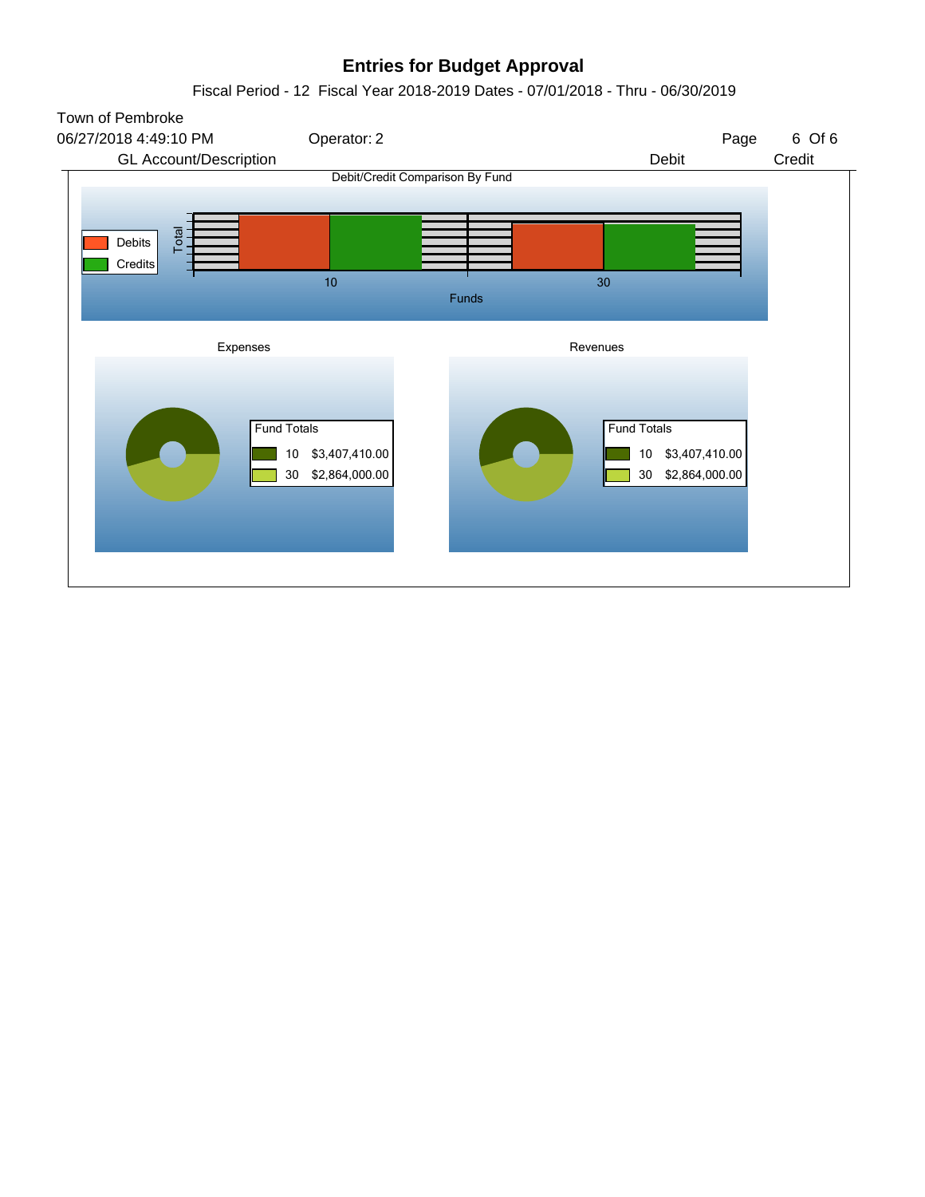# Entries for Budget Approval

Fiscal Period - 12 Fiscal Year 2018-2019 Dates - 07/01/2018 - Thru - 06/30/2019

Town of Pembroke

06/27/2018 4:49:10 PM Operator: 2

| GL Account/Description | Debit | Credit |
|---|---|---|

Debit/Credit Comparison By Fund

Debits
Credits
Total
10
30
Funds

Expenses

Fund Totals
10 $3,407,410.00
30 $2,864,000.00

Revenues

Fund Totals
10 $3,407,410.00
30 $2,864,000.00